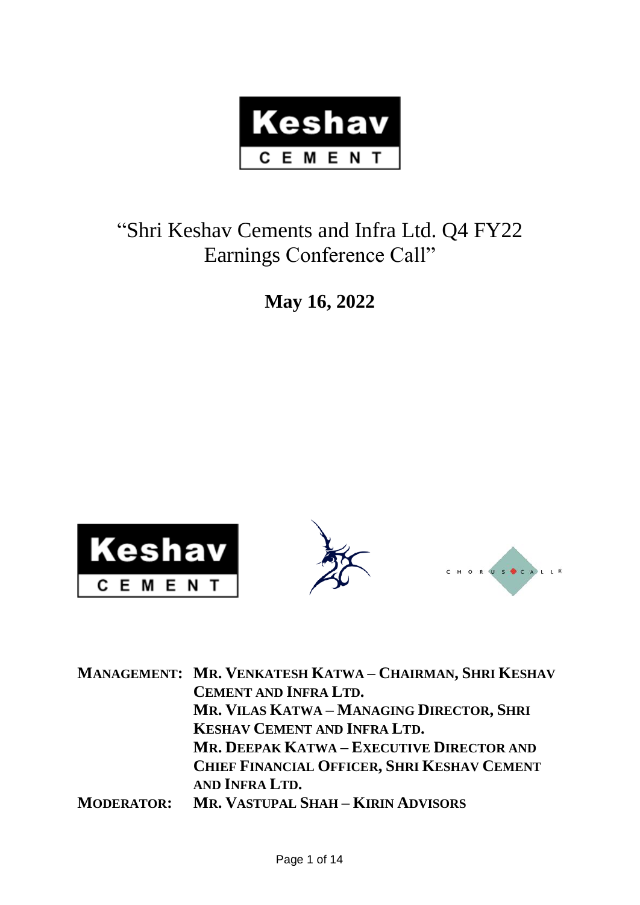# "Shri Keshav Cements and Infra Ltd. Q4 FY22 Earnings Conference Call"

**May 16, 2022**

| | |
|---|---|
| **MANAGEMENT:** | **MR. VENKATESH KATWA – CHAIRMAN, SHRI KESHAV CEMENT AND INFRA LTD.** |
| | **MR. VILAS KATWA – MANAGING DIRECTOR, SHRI KESHAV CEMENT AND INFRA LTD.** |
| | **MR. DEEPAK KATWA – EXECUTIVE DIRECTOR AND CHIEF FINANCIAL OFFICER, SHRI KESHAV CEMENT AND INFRA LTD.** |
| **MODERATOR:** | **MR. VASTUPAL SHAH – KIRIN ADVISORS** |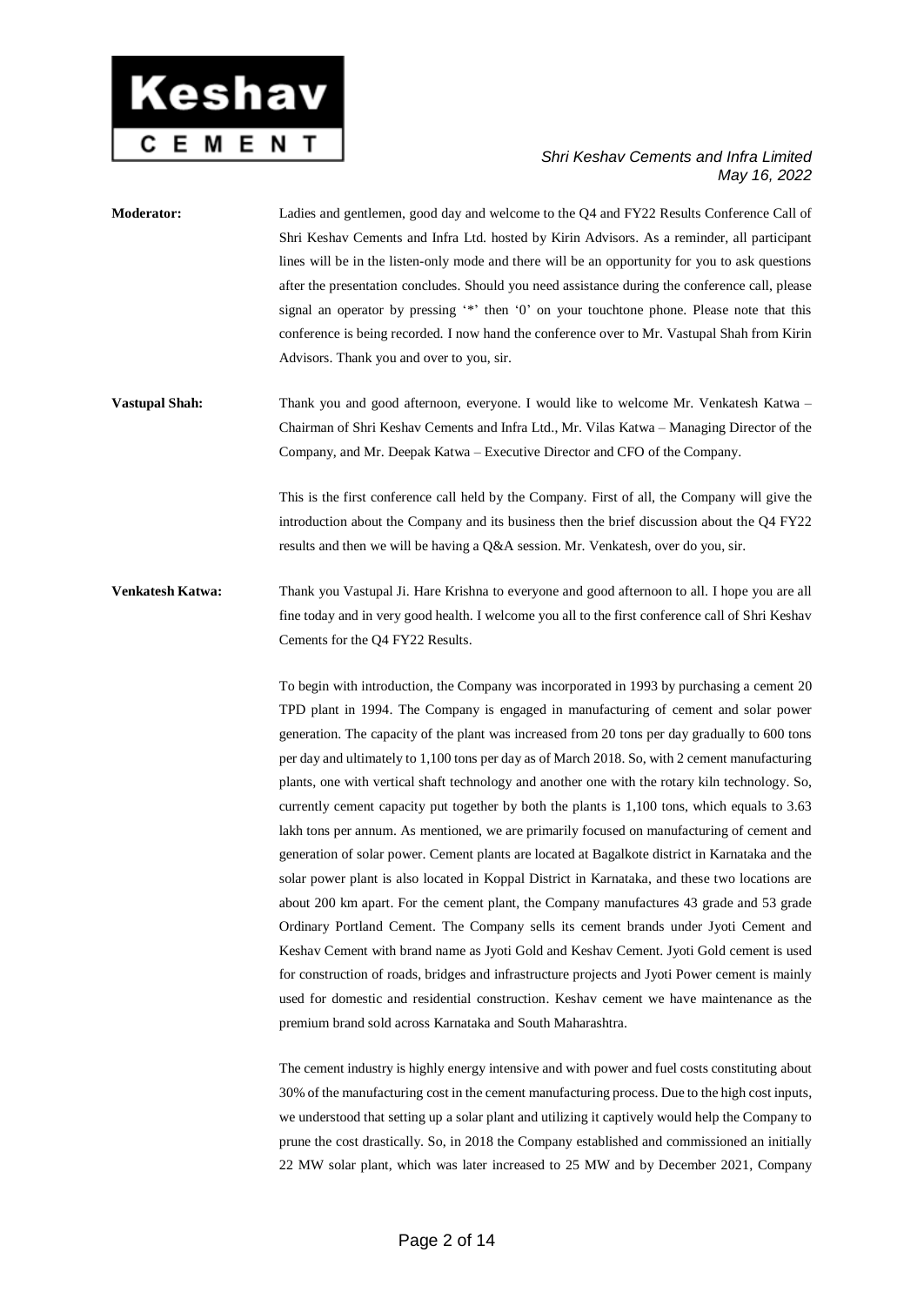**Moderator:** Ladies and gentlemen, good day and welcome to the Q4 and FY22 Results Conference Call of Shri Keshav Cements and Infra Ltd. hosted by Kirin Advisors. As a reminder, all participant lines will be in the listen-only mode and there will be an opportunity for you to ask questions after the presentation concludes. Should you need assistance during the conference call, please signal an operator by pressing '*' then '0' on your touchtone phone. Please note that this conference is being recorded. I now hand the conference over to Mr. Vastupal Shah from Kirin Advisors. Thank you and over to you, sir.

**Vastupal Shah:** Thank you and good afternoon, everyone. I would like to welcome Mr. Venkatesh Katwa – Chairman of Shri Keshav Cements and Infra Ltd., Mr. Vilas Katwa – Managing Director of the Company, and Mr. Deepak Katwa – Executive Director and CFO of the Company.

This is the first conference call held by the Company. First of all, the Company will give the introduction about the Company and its business then the brief discussion about the Q4 FY22 results and then we will be having a Q&A session. Mr. Venkatesh, over do you, sir.

**Venkatesh Katwa:** Thank you Vastupal Ji. Hare Krishna to everyone and good afternoon to all. I hope you are all fine today and in very good health. I welcome you all to the first conference call of Shri Keshav Cements for the Q4 FY22 Results.

To begin with introduction, the Company was incorporated in 1993 by purchasing a cement 20 TPD plant in 1994. The Company is engaged in manufacturing of cement and solar power generation. The capacity of the plant was increased from 20 tons per day gradually to 600 tons per day and ultimately to 1,100 tons per day as of March 2018. So, with 2 cement manufacturing plants, one with vertical shaft technology and another one with the rotary kiln technology. So, currently cement capacity put together by both the plants is 1,100 tons, which equals to 3.63 lakh tons per annum. As mentioned, we are primarily focused on manufacturing of cement and generation of solar power. Cement plants are located at Bagalkote district in Karnataka and the solar power plant is also located in Koppal District in Karnataka, and these two locations are about 200 km apart. For the cement plant, the Company manufactures 43 grade and 53 grade Ordinary Portland Cement. The Company sells its cement brands under Jyoti Cement and Keshav Cement with brand name as Jyoti Gold and Keshav Cement. Jyoti Gold cement is used for construction of roads, bridges and infrastructure projects and Jyoti Power cement is mainly used for domestic and residential construction. Keshav cement we have maintenance as the premium brand sold across Karnataka and South Maharashtra.

The cement industry is highly energy intensive and with power and fuel costs constituting about 30% of the manufacturing cost in the cement manufacturing process. Due to the high cost inputs, we understood that setting up a solar plant and utilizing it captively would help the Company to prune the cost drastically. So, in 2018 the Company established and commissioned an initially 22 MW solar plant, which was later increased to 25 MW and by December 2021, Company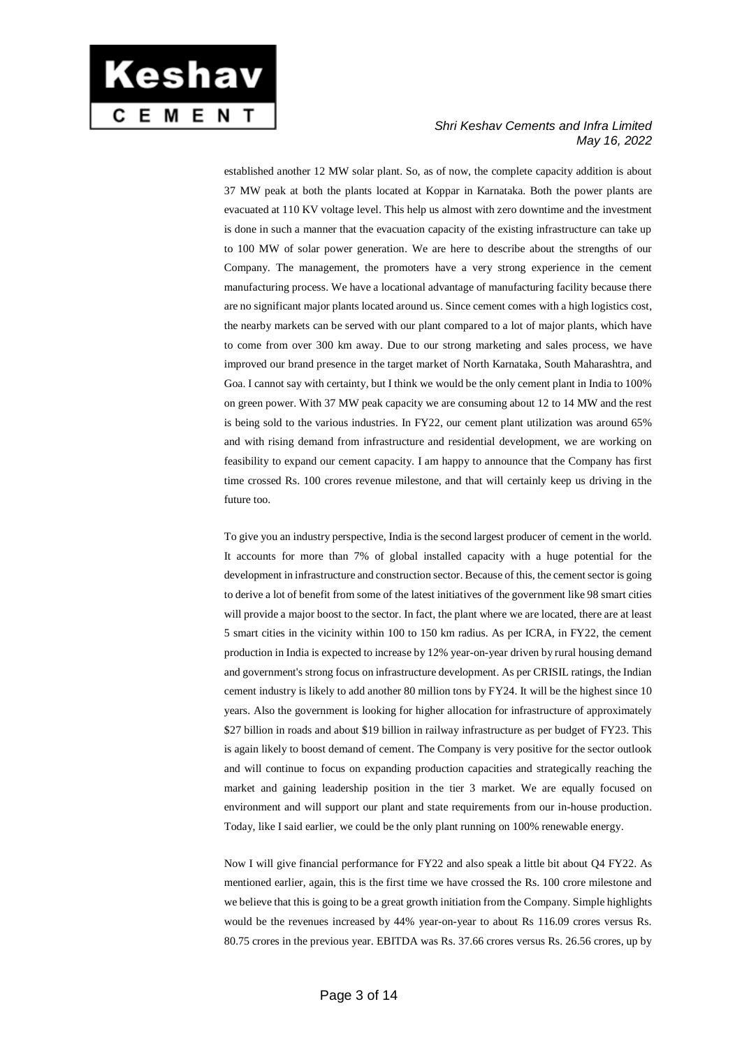established another 12 MW solar plant. So, as of now, the complete capacity addition is about 37 MW peak at both the plants located at Koppar in Karnataka. Both the power plants are evacuated at 110 KV voltage level. This help us almost with zero downtime and the investment is done in such a manner that the evacuation capacity of the existing infrastructure can take up to 100 MW of solar power generation. We are here to describe about the strengths of our Company. The management, the promoters have a very strong experience in the cement manufacturing process. We have a locational advantage of manufacturing facility because there are no significant major plants located around us. Since cement comes with a high logistics cost, the nearby markets can be served with our plant compared to a lot of major plants, which have to come from over 300 km away. Due to our strong marketing and sales process, we have improved our brand presence in the target market of North Karnataka, South Maharashtra, and Goa. I cannot say with certainty, but I think we would be the only cement plant in India to 100% on green power. With 37 MW peak capacity we are consuming about 12 to 14 MW and the rest is being sold to the various industries. In FY22, our cement plant utilization was around 65% and with rising demand from infrastructure and residential development, we are working on feasibility to expand our cement capacity. I am happy to announce that the Company has first time crossed Rs. 100 crores revenue milestone, and that will certainly keep us driving in the future too.

To give you an industry perspective, India is the second largest producer of cement in the world. It accounts for more than 7% of global installed capacity with a huge potential for the development in infrastructure and construction sector. Because of this, the cement sector is going to derive a lot of benefit from some of the latest initiatives of the government like 98 smart cities will provide a major boost to the sector. In fact, the plant where we are located, there are at least 5 smart cities in the vicinity within 100 to 150 km radius. As per ICRA, in FY22, the cement production in India is expected to increase by 12% year-on-year driven by rural housing demand and government's strong focus on infrastructure development. As per CRISIL ratings, the Indian cement industry is likely to add another 80 million tons by FY24. It will be the highest since 10 years. Also the government is looking for higher allocation for infrastructure of approximately $27 billion in roads and about $19 billion in railway infrastructure as per budget of FY23. This is again likely to boost demand of cement. The Company is very positive for the sector outlook and will continue to focus on expanding production capacities and strategically reaching the market and gaining leadership position in the tier 3 market. We are equally focused on environment and will support our plant and state requirements from our in-house production. Today, like I said earlier, we could be the only plant running on 100% renewable energy.

Now I will give financial performance for FY22 and also speak a little bit about Q4 FY22. As mentioned earlier, again, this is the first time we have crossed the Rs. 100 crore milestone and we believe that this is going to be a great growth initiation from the Company. Simple highlights would be the revenues increased by 44% year-on-year to about Rs 116.09 crores versus Rs. 80.75 crores in the previous year. EBITDA was Rs. 37.66 crores versus Rs. 26.56 crores, up by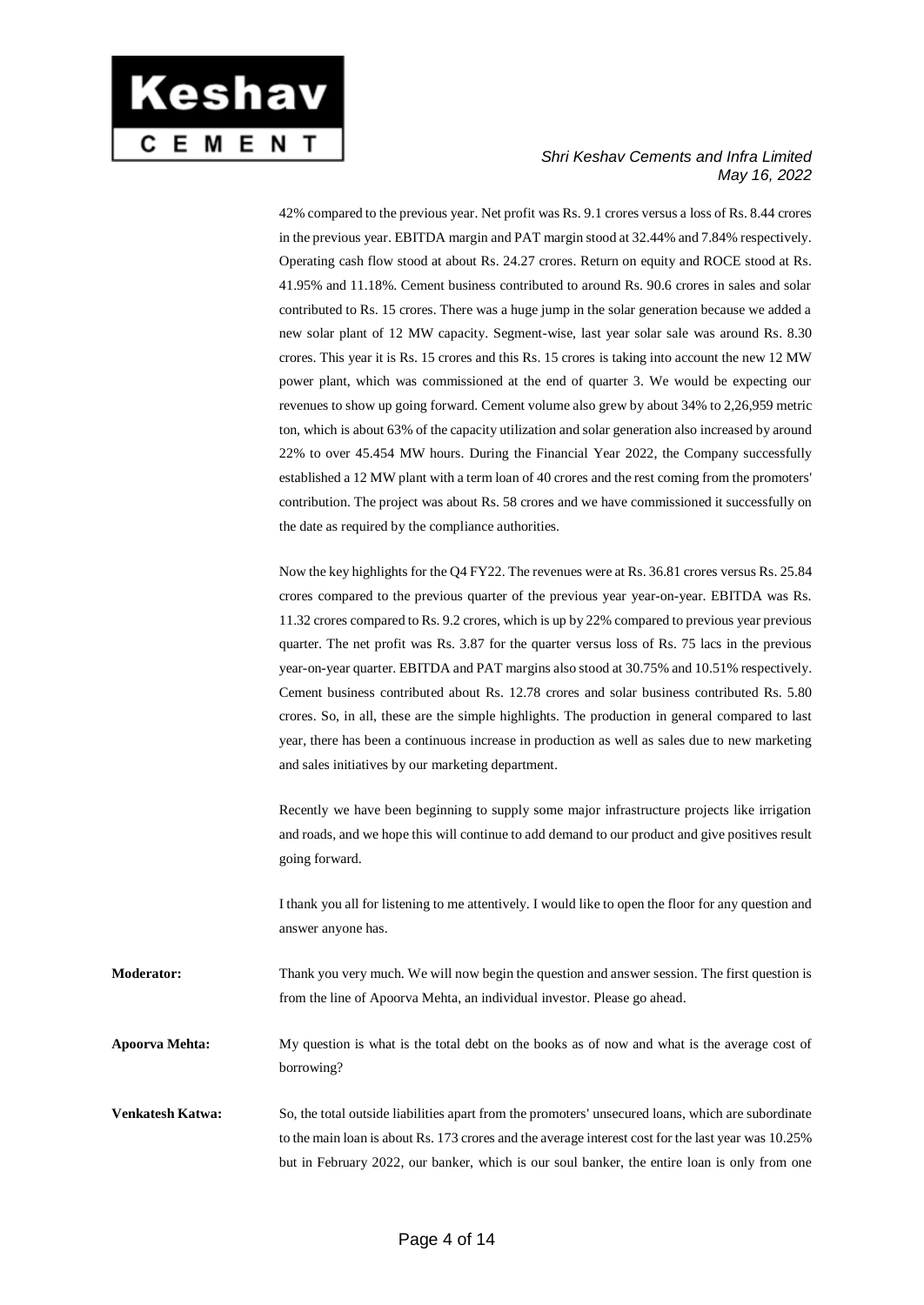42% compared to the previous year. Net profit was Rs. 9.1 crores versus a loss of Rs. 8.44 crores in the previous year. EBITDA margin and PAT margin stood at 32.44% and 7.84% respectively. Operating cash flow stood at about Rs. 24.27 crores. Return on equity and ROCE stood at Rs. 41.95% and 11.18%. Cement business contributed to around Rs. 90.6 crores in sales and solar contributed to Rs. 15 crores. There was a huge jump in the solar generation because we added a new solar plant of 12 MW capacity. Segment-wise, last year solar sale was around Rs. 8.30 crores. This year it is Rs. 15 crores and this Rs. 15 crores is taking into account the new 12 MW power plant, which was commissioned at the end of quarter 3. We would be expecting our revenues to show up going forward. Cement volume also grew by about 34% to 2,26,959 metric ton, which is about 63% of the capacity utilization and solar generation also increased by around 22% to over 45.454 MW hours. During the Financial Year 2022, the Company successfully established a 12 MW plant with a term loan of 40 crores and the rest coming from the promoters' contribution. The project was about Rs. 58 crores and we have commissioned it successfully on the date as required by the compliance authorities.

Now the key highlights for the Q4 FY22. The revenues were at Rs. 36.81 crores versus Rs. 25.84 crores compared to the previous quarter of the previous year year-on-year. EBITDA was Rs. 11.32 crores compared to Rs. 9.2 crores, which is up by 22% compared to previous year previous quarter. The net profit was Rs. 3.87 for the quarter versus loss of Rs. 75 lacs in the previous year-on-year quarter. EBITDA and PAT margins also stood at 30.75% and 10.51% respectively. Cement business contributed about Rs. 12.78 crores and solar business contributed Rs. 5.80 crores. So, in all, these are the simple highlights. The production in general compared to last year, there has been a continuous increase in production as well as sales due to new marketing and sales initiatives by our marketing department.

Recently we have been beginning to supply some major infrastructure projects like irrigation and roads, and we hope this will continue to add demand to our product and give positives result going forward.

I thank you all for listening to me attentively. I would like to open the floor for any question and answer anyone has.

**Moderator:** Thank you very much. We will now begin the question and answer session. The first question is from the line of Apoorva Mehta, an individual investor. Please go ahead.

**Apoorva Mehta:** My question is what is the total debt on the books as of now and what is the average cost of borrowing?

**Venkatesh Katwa:** So, the total outside liabilities apart from the promoters' unsecured loans, which are subordinate to the main loan is about Rs. 173 crores and the average interest cost for the last year was 10.25% but in February 2022, our banker, which is our soul banker, the entire loan is only from one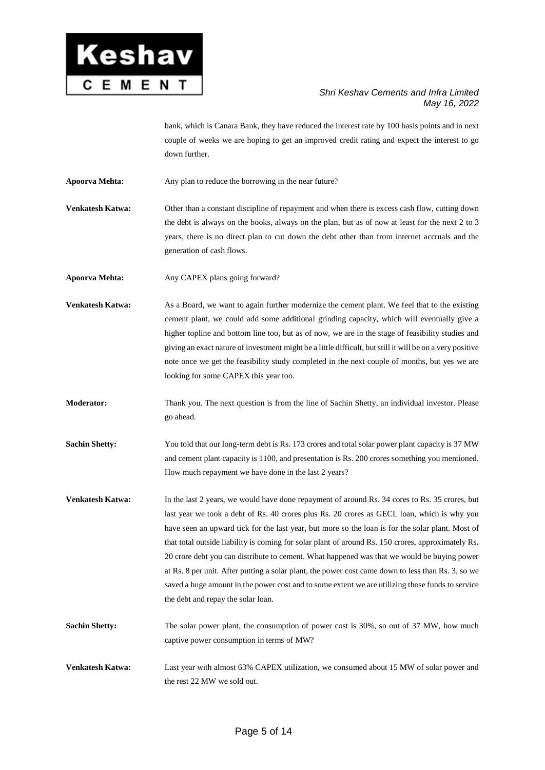bank, which is Canara Bank, they have reduced the interest rate by 100 basis points and in next couple of weeks we are hoping to get an improved credit rating and expect the interest to go down further.

**Apoorva Mehta:** Any plan to reduce the borrowing in the near future?

**Venkatesh Katwa:** Other than a constant discipline of repayment and when there is excess cash flow, cutting down the debt is always on the books, always on the plan, but as of now at least for the next 2 to 3 years, there is no direct plan to cut down the debt other than from internet accruals and the generation of cash flows.

**Apoorva Mehta:** Any CAPEX plans going forward?

**Venkatesh Katwa:** As a Board, we want to again further modernize the cement plant. We feel that to the existing cement plant, we could add some additional grinding capacity, which will eventually give a higher topline and bottom line too, but as of now, we are in the stage of feasibility studies and giving an exact nature of investment might be a little difficult, but still it will be on a very positive note once we get the feasibility study completed in the next couple of months, but yes we are looking for some CAPEX this year too.

**Moderator:** Thank you. The next question is from the line of Sachin Shetty, an individual investor. Please go ahead.

**Sachin Shetty:** You told that our long-term debt is Rs. 173 crores and total solar power plant capacity is 37 MW and cement plant capacity is 1100, and presentation is Rs. 200 crores something you mentioned. How much repayment we have done in the last 2 years?

**Venkatesh Katwa:** In the last 2 years, we would have done repayment of around Rs. 34 cores to Rs. 35 crores, but last year we took a debt of Rs. 40 crores plus Rs. 20 crores as GECL loan, which is why you have seen an upward tick for the last year, but more so the loan is for the solar plant. Most of that total outside liability is coming for solar plant of around Rs. 150 crores, approximately Rs. 20 crore debt you can distribute to cement. What happened was that we would be buying power at Rs. 8 per unit. After putting a solar plant, the power cost came down to less than Rs. 3, so we saved a huge amount in the power cost and to some extent we are utilizing those funds to service the debt and repay the solar loan.

**Sachin Shetty:** The solar power plant, the consumption of power cost is 30%, so out of 37 MW, how much captive power consumption in terms of MW?

**Venkatesh Katwa:** Last year with almost 63% CAPEX utilization, we consumed about 15 MW of solar power and the rest 22 MW we sold out.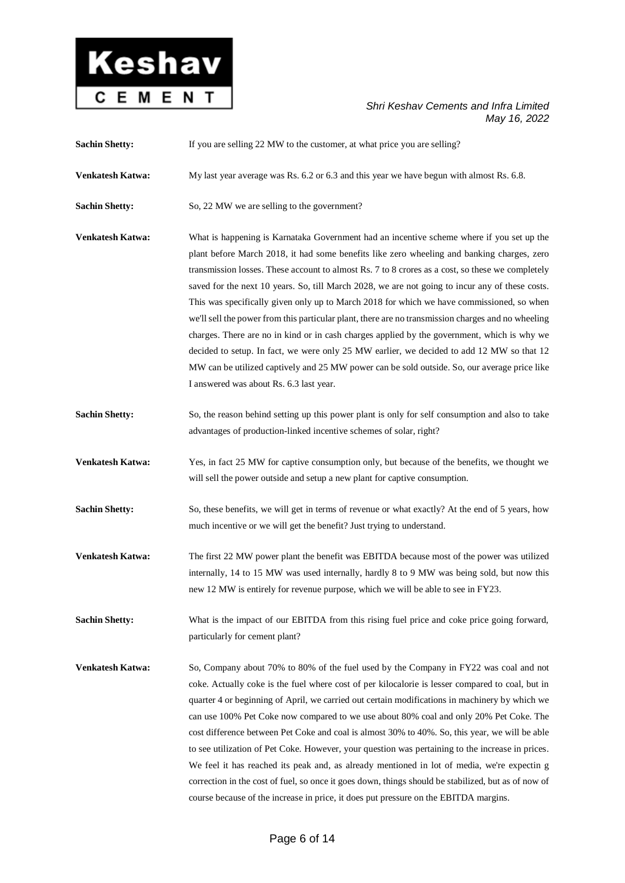**Sachin Shetty:** If you are selling 22 MW to the customer, at what price you are selling?

**Venkatesh Katwa:** My last year average was Rs. 6.2 or 6.3 and this year we have begun with almost Rs. 6.8.

**Sachin Shetty:** So, 22 MW we are selling to the government?

**Venkatesh Katwa:** What is happening is Karnataka Government had an incentive scheme where if you set up the plant before March 2018, it had some benefits like zero wheeling and banking charges, zero transmission losses. These account to almost Rs. 7 to 8 crores as a cost, so these we completely saved for the next 10 years. So, till March 2028, we are not going to incur any of these costs. This was specifically given only up to March 2018 for which we have commissioned, so when we'll sell the power from this particular plant, there are no transmission charges and no wheeling charges. There are no in kind or in cash charges applied by the government, which is why we decided to setup. In fact, we were only 25 MW earlier, we decided to add 12 MW so that 12 MW can be utilized captively and 25 MW power can be sold outside. So, our average price like I answered was about Rs. 6.3 last year.

**Sachin Shetty:** So, the reason behind setting up this power plant is only for self consumption and also to take advantages of production-linked incentive schemes of solar, right?

**Venkatesh Katwa:** Yes, in fact 25 MW for captive consumption only, but because of the benefits, we thought we will sell the power outside and setup a new plant for captive consumption.

**Sachin Shetty:** So, these benefits, we will get in terms of revenue or what exactly? At the end of 5 years, how much incentive or we will get the benefit? Just trying to understand.

**Venkatesh Katwa:** The first 22 MW power plant the benefit was EBITDA because most of the power was utilized internally, 14 to 15 MW was used internally, hardly 8 to 9 MW was being sold, but now this new 12 MW is entirely for revenue purpose, which we will be able to see in FY23.

**Sachin Shetty:** What is the impact of our EBITDA from this rising fuel price and coke price going forward, particularly for cement plant?

**Venkatesh Katwa:** So, Company about 70% to 80% of the fuel used by the Company in FY22 was coal and not coke. Actually coke is the fuel where cost of per kilocalorie is lesser compared to coal, but in quarter 4 or beginning of April, we carried out certain modifications in machinery by which we can use 100% Pet Coke now compared to we use about 80% coal and only 20% Pet Coke. The cost difference between Pet Coke and coal is almost 30% to 40%. So, this year, we will be able to see utilization of Pet Coke. However, your question was pertaining to the increase in prices. We feel it has reached its peak and, as already mentioned in lot of media, we're expectin g correction in the cost of fuel, so once it goes down, things should be stabilized, but as of now of course because of the increase in price, it does put pressure on the EBITDA margins.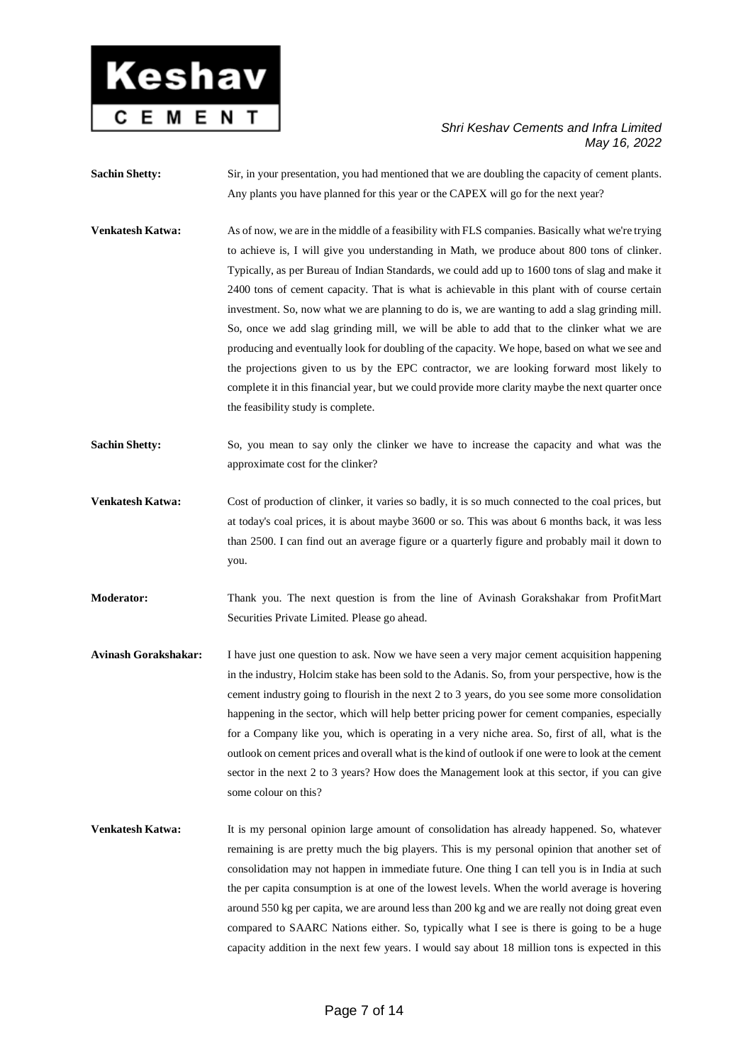**Sachin Shetty:** Sir, in your presentation, you had mentioned that we are doubling the capacity of cement plants. Any plants you have planned for this year or the CAPEX will go for the next year?

**Venkatesh Katwa:** As of now, we are in the middle of a feasibility with FLS companies. Basically what we're trying to achieve is, I will give you understanding in Math, we produce about 800 tons of clinker. Typically, as per Bureau of Indian Standards, we could add up to 1600 tons of slag and make it 2400 tons of cement capacity. That is what is achievable in this plant with of course certain investment. So, now what we are planning to do is, we are wanting to add a slag grinding mill. So, once we add slag grinding mill, we will be able to add that to the clinker what we are producing and eventually look for doubling of the capacity. We hope, based on what we see and the projections given to us by the EPC contractor, we are looking forward most likely to complete it in this financial year, but we could provide more clarity maybe the next quarter once the feasibility study is complete.

**Sachin Shetty:** So, you mean to say only the clinker we have to increase the capacity and what was the approximate cost for the clinker?

**Venkatesh Katwa:** Cost of production of clinker, it varies so badly, it is so much connected to the coal prices, but at today's coal prices, it is about maybe 3600 or so. This was about 6 months back, it was less than 2500. I can find out an average figure or a quarterly figure and probably mail it down to you.

**Moderator:** Thank you. The next question is from the line of Avinash Gorakshakar from ProfitMart Securities Private Limited. Please go ahead.

**Avinash Gorakshakar:** I have just one question to ask. Now we have seen a very major cement acquisition happening in the industry, Holcim stake has been sold to the Adanis. So, from your perspective, how is the cement industry going to flourish in the next 2 to 3 years, do you see some more consolidation happening in the sector, which will help better pricing power for cement companies, especially for a Company like you, which is operating in a very niche area. So, first of all, what is the outlook on cement prices and overall what is the kind of outlook if one were to look at the cement sector in the next 2 to 3 years? How does the Management look at this sector, if you can give some colour on this?

**Venkatesh Katwa:** It is my personal opinion large amount of consolidation has already happened. So, whatever remaining is are pretty much the big players. This is my personal opinion that another set of consolidation may not happen in immediate future. One thing I can tell you is in India at such the per capita consumption is at one of the lowest levels. When the world average is hovering around 550 kg per capita, we are around less than 200 kg and we are really not doing great even compared to SAARC Nations either. So, typically what I see is there is going to be a huge capacity addition in the next few years. I would say about 18 million tons is expected in this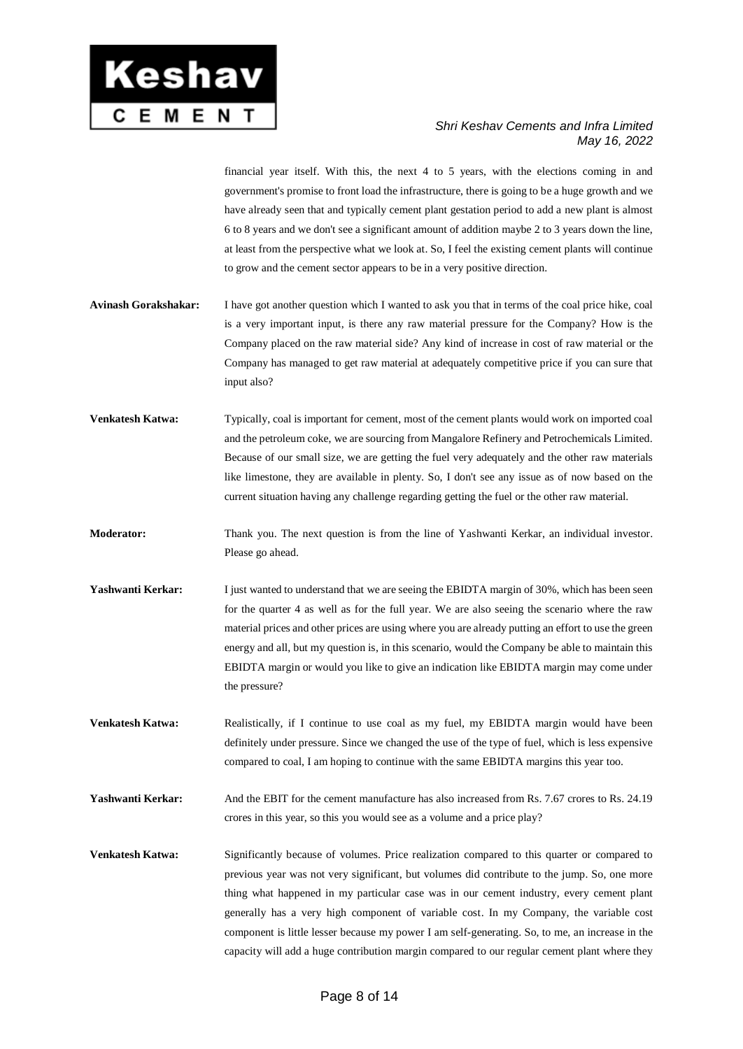financial year itself. With this, the next 4 to 5 years, with the elections coming in and government's promise to front load the infrastructure, there is going to be a huge growth and we have already seen that and typically cement plant gestation period to add a new plant is almost 6 to 8 years and we don't see a significant amount of addition maybe 2 to 3 years down the line, at least from the perspective what we look at. So, I feel the existing cement plants will continue to grow and the cement sector appears to be in a very positive direction.

**Avinash Gorakshakar:** I have got another question which I wanted to ask you that in terms of the coal price hike, coal is a very important input, is there any raw material pressure for the Company? How is the Company placed on the raw material side? Any kind of increase in cost of raw material or the Company has managed to get raw material at adequately competitive price if you can sure that input also?

**Venkatesh Katwa:** Typically, coal is important for cement, most of the cement plants would work on imported coal and the petroleum coke, we are sourcing from Mangalore Refinery and Petrochemicals Limited. Because of our small size, we are getting the fuel very adequately and the other raw materials like limestone, they are available in plenty. So, I don't see any issue as of now based on the current situation having any challenge regarding getting the fuel or the other raw material.

**Moderator:** Thank you. The next question is from the line of Yashwanti Kerkar, an individual investor. Please go ahead.

**Yashwanti Kerkar:** I just wanted to understand that we are seeing the EBIDTA margin of 30%, which has been seen for the quarter 4 as well as for the full year. We are also seeing the scenario where the raw material prices and other prices are using where you are already putting an effort to use the green energy and all, but my question is, in this scenario, would the Company be able to maintain this EBIDTA margin or would you like to give an indication like EBIDTA margin may come under the pressure?

**Venkatesh Katwa:** Realistically, if I continue to use coal as my fuel, my EBIDTA margin would have been definitely under pressure. Since we changed the use of the type of fuel, which is less expensive compared to coal, I am hoping to continue with the same EBIDTA margins this year too.

**Yashwanti Kerkar:** And the EBIT for the cement manufacture has also increased from Rs. 7.67 crores to Rs. 24.19 crores in this year, so this you would see as a volume and a price play?

**Venkatesh Katwa:** Significantly because of volumes. Price realization compared to this quarter or compared to previous year was not very significant, but volumes did contribute to the jump. So, one more thing what happened in my particular case was in our cement industry, every cement plant generally has a very high component of variable cost. In my Company, the variable cost component is little lesser because my power I am self-generating. So, to me, an increase in the capacity will add a huge contribution margin compared to our regular cement plant where they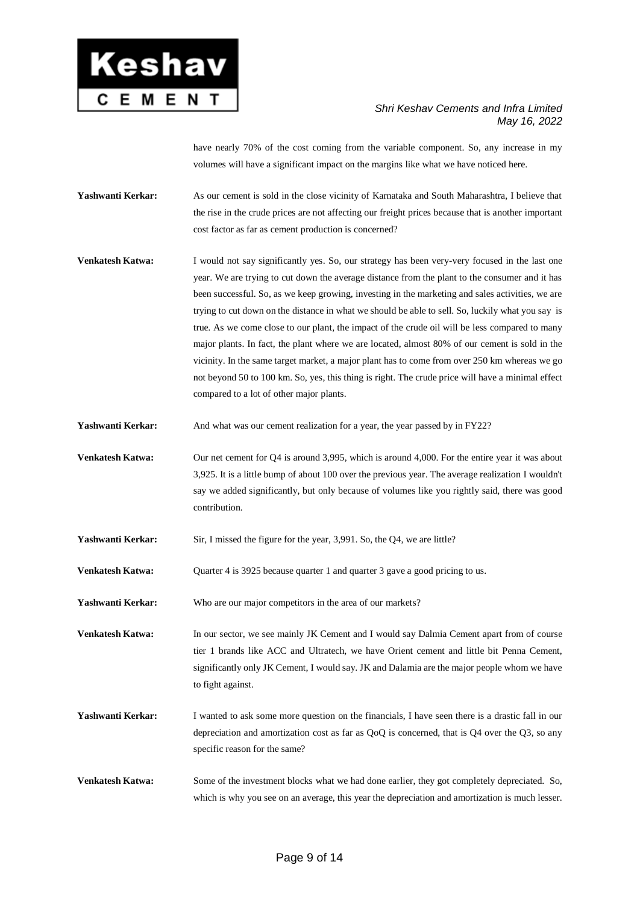have nearly 70% of the cost coming from the variable component. So, any increase in my volumes will have a significant impact on the margins like what we have noticed here.

**Yashwanti Kerkar:** As our cement is sold in the close vicinity of Karnataka and South Maharashtra, I believe that the rise in the crude prices are not affecting our freight prices because that is another important cost factor as far as cement production is concerned?

**Venkatesh Katwa:** I would not say significantly yes. So, our strategy has been very-very focused in the last one year. We are trying to cut down the average distance from the plant to the consumer and it has been successful. So, as we keep growing, investing in the marketing and sales activities, we are trying to cut down on the distance in what we should be able to sell. So, luckily what you say is true. As we come close to our plant, the impact of the crude oil will be less compared to many major plants. In fact, the plant where we are located, almost 80% of our cement is sold in the vicinity. In the same target market, a major plant has to come from over 250 km whereas we go not beyond 50 to 100 km. So, yes, this thing is right. The crude price will have a minimal effect compared to a lot of other major plants.

**Yashwanti Kerkar:** And what was our cement realization for a year, the year passed by in FY22?

**Venkatesh Katwa:** Our net cement for Q4 is around 3,995, which is around 4,000. For the entire year it was about 3,925. It is a little bump of about 100 over the previous year. The average realization I wouldn't say we added significantly, but only because of volumes like you rightly said, there was good contribution.

**Yashwanti Kerkar:** Sir, I missed the figure for the year, 3,991. So, the Q4, we are little?

**Venkatesh Katwa:** Quarter 4 is 3925 because quarter 1 and quarter 3 gave a good pricing to us.

**Yashwanti Kerkar:** Who are our major competitors in the area of our markets?

**Venkatesh Katwa:** In our sector, we see mainly JK Cement and I would say Dalmia Cement apart from of course tier 1 brands like ACC and Ultratech, we have Orient cement and little bit Penna Cement, significantly only JK Cement, I would say. JK and Dalamia are the major people whom we have to fight against.

**Yashwanti Kerkar:** I wanted to ask some more question on the financials, I have seen there is a drastic fall in our depreciation and amortization cost as far as QoQ is concerned, that is Q4 over the Q3, so any specific reason for the same?

**Venkatesh Katwa:** Some of the investment blocks what we had done earlier, they got completely depreciated. So, which is why you see on an average, this year the depreciation and amortization is much lesser.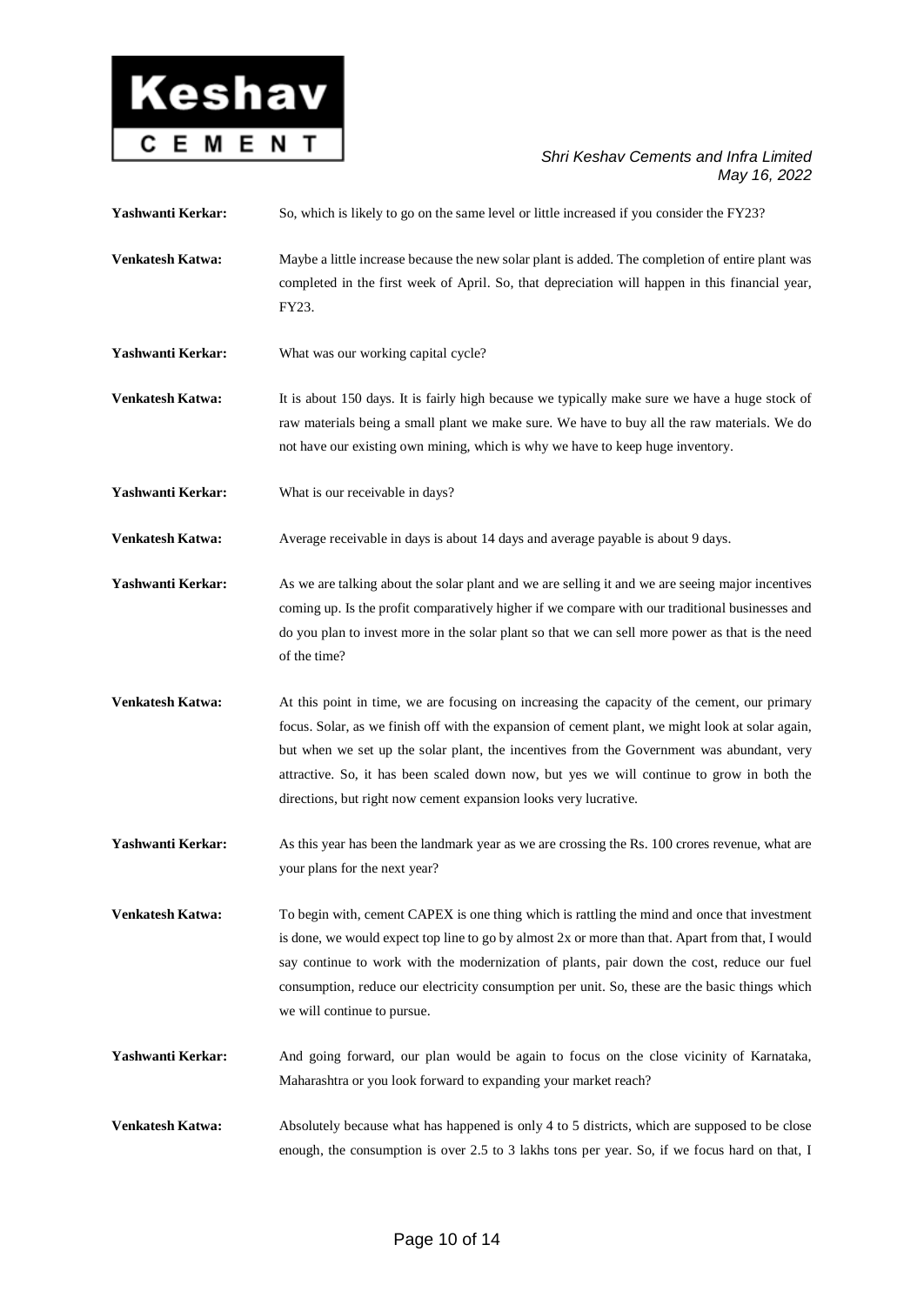**Yashwanti Kerkar:** So, which is likely to go on the same level or little increased if you consider the FY23?

**Venkatesh Katwa:** Maybe a little increase because the new solar plant is added. The completion of entire plant was completed in the first week of April. So, that depreciation will happen in this financial year, FY23.

**Yashwanti Kerkar:** What was our working capital cycle?

**Venkatesh Katwa:** It is about 150 days. It is fairly high because we typically make sure we have a huge stock of raw materials being a small plant we make sure. We have to buy all the raw materials. We do not have our existing own mining, which is why we have to keep huge inventory.

**Yashwanti Kerkar:** What is our receivable in days?

**Venkatesh Katwa:** Average receivable in days is about 14 days and average payable is about 9 days.

**Yashwanti Kerkar:** As we are talking about the solar plant and we are selling it and we are seeing major incentives coming up. Is the profit comparatively higher if we compare with our traditional businesses and do you plan to invest more in the solar plant so that we can sell more power as that is the need of the time?

**Venkatesh Katwa:** At this point in time, we are focusing on increasing the capacity of the cement, our primary focus. Solar, as we finish off with the expansion of cement plant, we might look at solar again, but when we set up the solar plant, the incentives from the Government was abundant, very attractive. So, it has been scaled down now, but yes we will continue to grow in both the directions, but right now cement expansion looks very lucrative.

**Yashwanti Kerkar:** As this year has been the landmark year as we are crossing the Rs. 100 crores revenue, what are your plans for the next year?

**Venkatesh Katwa:** To begin with, cement CAPEX is one thing which is rattling the mind and once that investment is done, we would expect top line to go by almost 2x or more than that. Apart from that, I would say continue to work with the modernization of plants, pair down the cost, reduce our fuel consumption, reduce our electricity consumption per unit. So, these are the basic things which we will continue to pursue.

**Yashwanti Kerkar:** And going forward, our plan would be again to focus on the close vicinity of Karnataka, Maharashtra or you look forward to expanding your market reach?

**Venkatesh Katwa:** Absolutely because what has happened is only 4 to 5 districts, which are supposed to be close enough, the consumption is over 2.5 to 3 lakhs tons per year. So, if we focus hard on that, I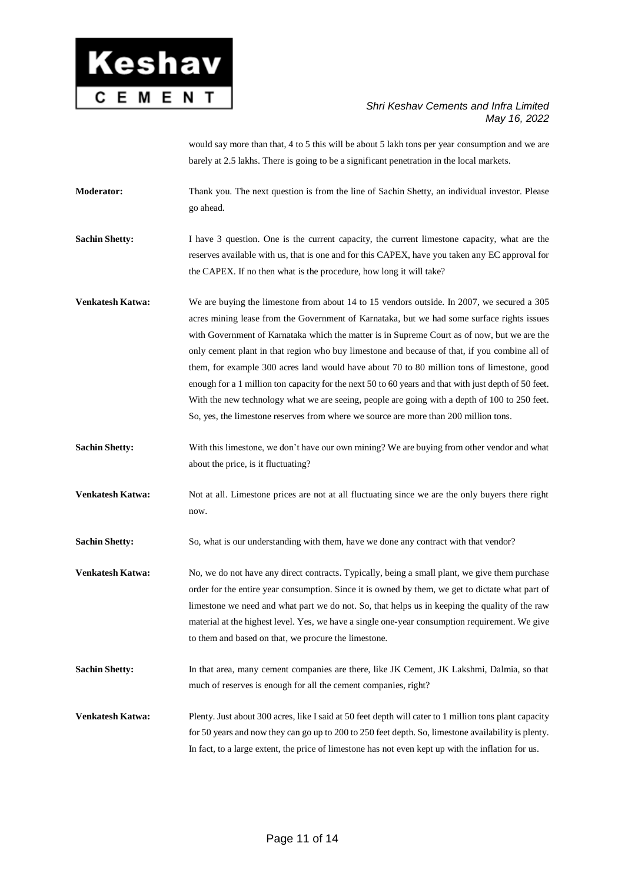would say more than that, 4 to 5 this will be about 5 lakh tons per year consumption and we are barely at 2.5 lakhs. There is going to be a significant penetration in the local markets.

**Moderator:** Thank you. The next question is from the line of Sachin Shetty, an individual investor. Please go ahead.

**Sachin Shetty:** I have 3 question. One is the current capacity, the current limestone capacity, what are the reserves available with us, that is one and for this CAPEX, have you taken any EC approval for the CAPEX. If no then what is the procedure, how long it will take?

**Venkatesh Katwa:** We are buying the limestone from about 14 to 15 vendors outside. In 2007, we secured a 305 acres mining lease from the Government of Karnataka, but we had some surface rights issues with Government of Karnataka which the matter is in Supreme Court as of now, but we are the only cement plant in that region who buy limestone and because of that, if you combine all of them, for example 300 acres land would have about 70 to 80 million tons of limestone, good enough for a 1 million ton capacity for the next 50 to 60 years and that with just depth of 50 feet. With the new technology what we are seeing, people are going with a depth of 100 to 250 feet. So, yes, the limestone reserves from where we source are more than 200 million tons.

**Sachin Shetty:** With this limestone, we don't have our own mining? We are buying from other vendor and what about the price, is it fluctuating?

**Venkatesh Katwa:** Not at all. Limestone prices are not at all fluctuating since we are the only buyers there right now.

**Sachin Shetty:** So, what is our understanding with them, have we done any contract with that vendor?

**Venkatesh Katwa:** No, we do not have any direct contracts. Typically, being a small plant, we give them purchase order for the entire year consumption. Since it is owned by them, we get to dictate what part of limestone we need and what part we do not. So, that helps us in keeping the quality of the raw material at the highest level. Yes, we have a single one-year consumption requirement. We give to them and based on that, we procure the limestone.

**Sachin Shetty:** In that area, many cement companies are there, like JK Cement, JK Lakshmi, Dalmia, so that much of reserves is enough for all the cement companies, right?

**Venkatesh Katwa:** Plenty. Just about 300 acres, like I said at 50 feet depth will cater to 1 million tons plant capacity for 50 years and now they can go up to 200 to 250 feet depth. So, limestone availability is plenty. In fact, to a large extent, the price of limestone has not even kept up with the inflation for us.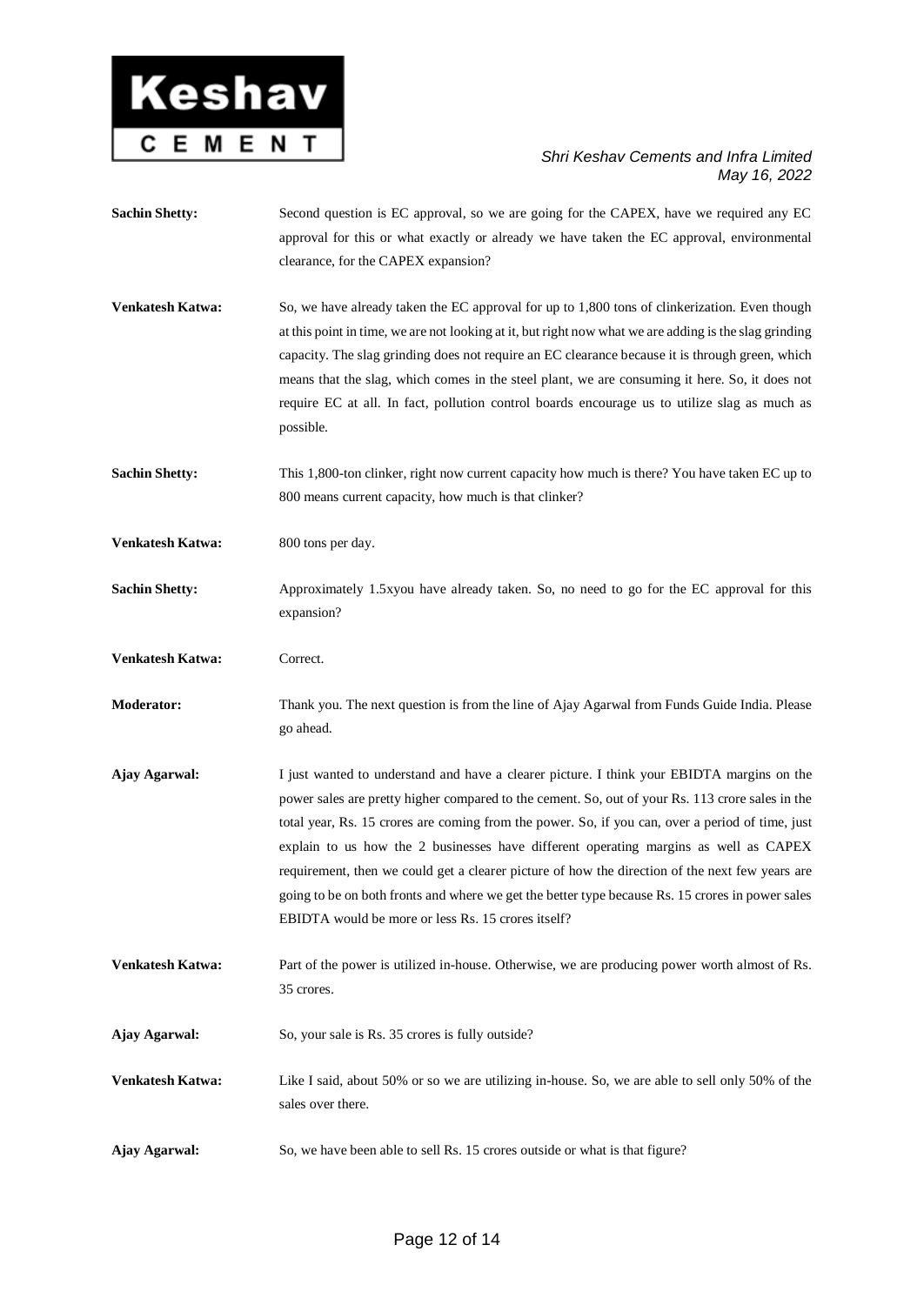**Sachin Shetty:** Second question is EC approval, so we are going for the CAPEX, have we required any EC approval for this or what exactly or already we have taken the EC approval, environmental clearance, for the CAPEX expansion?

**Venkatesh Katwa:** So, we have already taken the EC approval for up to 1,800 tons of clinkerization. Even though at this point in time, we are not looking at it, but right now what we are adding is the slag grinding capacity. The slag grinding does not require an EC clearance because it is through green, which means that the slag, which comes in the steel plant, we are consuming it here. So, it does not require EC at all. In fact, pollution control boards encourage us to utilize slag as much as possible.

**Sachin Shetty:** This 1,800-ton clinker, right now current capacity how much is there? You have taken EC up to 800 means current capacity, how much is that clinker?

**Venkatesh Katwa:** 800 tons per day.

**Sachin Shetty:** Approximately 1.5xyou have already taken. So, no need to go for the EC approval for this expansion?

**Venkatesh Katwa:** Correct.

**Moderator:** Thank you. The next question is from the line of Ajay Agarwal from Funds Guide India. Please go ahead.

**Ajay Agarwal:** I just wanted to understand and have a clearer picture. I think your EBIDTA margins on the power sales are pretty higher compared to the cement. So, out of your Rs. 113 crore sales in the total year, Rs. 15 crores are coming from the power. So, if you can, over a period of time, just explain to us how the 2 businesses have different operating margins as well as CAPEX requirement, then we could get a clearer picture of how the direction of the next few years are going to be on both fronts and where we get the better type because Rs. 15 crores in power sales EBIDTA would be more or less Rs. 15 crores itself?

**Venkatesh Katwa:** Part of the power is utilized in-house. Otherwise, we are producing power worth almost of Rs. 35 crores.

**Ajay Agarwal:** So, your sale is Rs. 35 crores is fully outside?

**Venkatesh Katwa:** Like I said, about 50% or so we are utilizing in-house. So, we are able to sell only 50% of the sales over there.

**Ajay Agarwal:** So, we have been able to sell Rs. 15 crores outside or what is that figure?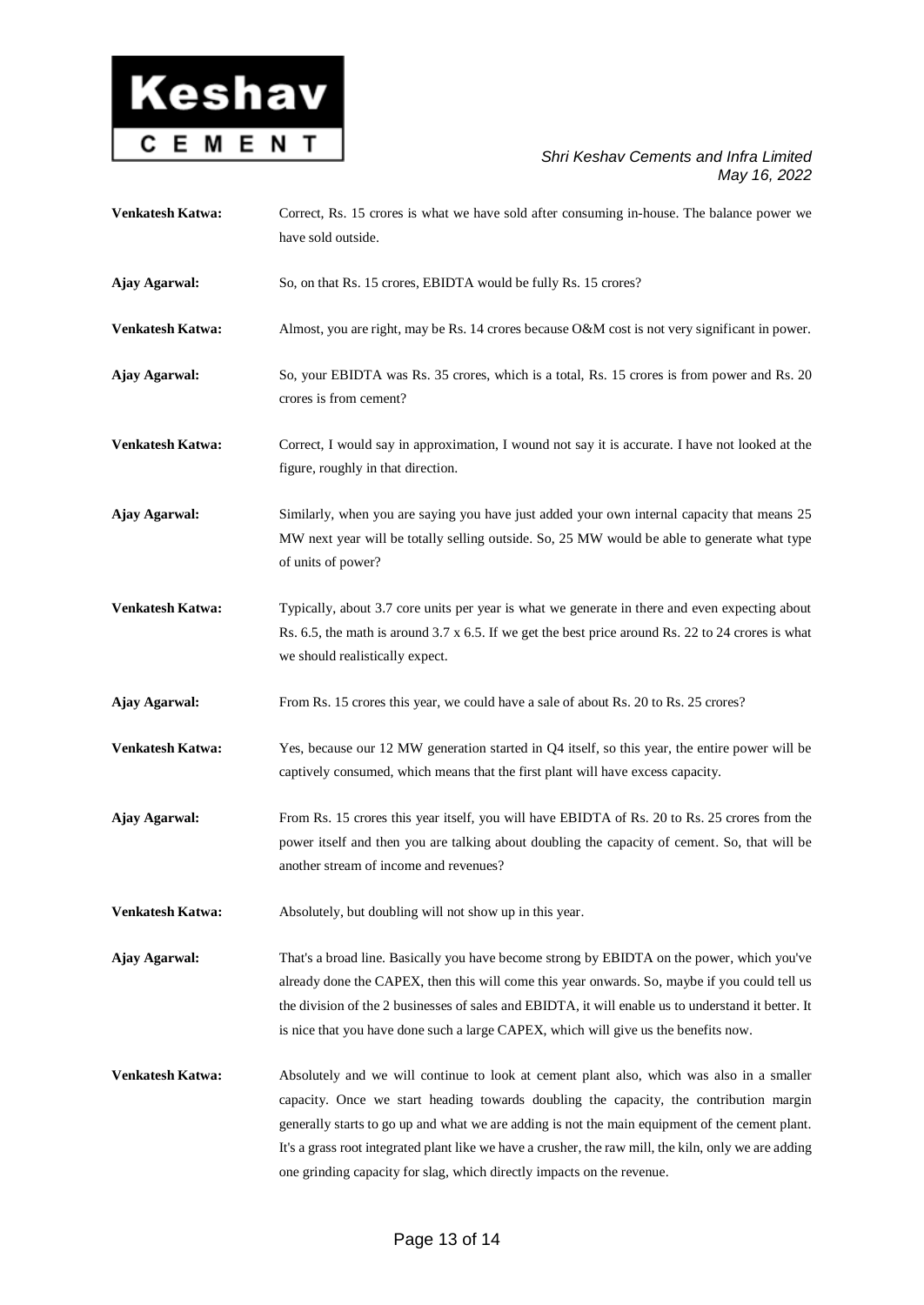**Venkatesh Katwa:** Correct, Rs. 15 crores is what we have sold after consuming in-house. The balance power we have sold outside.

**Ajay Agarwal:** So, on that Rs. 15 crores, EBIDTA would be fully Rs. 15 crores?

**Venkatesh Katwa:** Almost, you are right, may be Rs. 14 crores because O&M cost is not very significant in power.

**Ajay Agarwal:** So, your EBIDTA was Rs. 35 crores, which is a total, Rs. 15 crores is from power and Rs. 20 crores is from cement?

**Venkatesh Katwa:** Correct, I would say in approximation, I wound not say it is accurate. I have not looked at the figure, roughly in that direction.

**Ajay Agarwal:** Similarly, when you are saying you have just added your own internal capacity that means 25 MW next year will be totally selling outside. So, 25 MW would be able to generate what type of units of power?

**Venkatesh Katwa:** Typically, about 3.7 core units per year is what we generate in there and even expecting about Rs. 6.5, the math is around 3.7 x 6.5. If we get the best price around Rs. 22 to 24 crores is what we should realistically expect.

**Ajay Agarwal:** From Rs. 15 crores this year, we could have a sale of about Rs. 20 to Rs. 25 crores?

**Venkatesh Katwa:** Yes, because our 12 MW generation started in Q4 itself, so this year, the entire power will be captively consumed, which means that the first plant will have excess capacity.

**Ajay Agarwal:** From Rs. 15 crores this year itself, you will have EBIDTA of Rs. 20 to Rs. 25 crores from the power itself and then you are talking about doubling the capacity of cement. So, that will be another stream of income and revenues?

**Venkatesh Katwa:** Absolutely, but doubling will not show up in this year.

**Ajay Agarwal:** That's a broad line. Basically you have become strong by EBIDTA on the power, which you've already done the CAPEX, then this will come this year onwards. So, maybe if you could tell us the division of the 2 businesses of sales and EBIDTA, it will enable us to understand it better. It is nice that you have done such a large CAPEX, which will give us the benefits now.

**Venkatesh Katwa:** Absolutely and we will continue to look at cement plant also, which was also in a smaller capacity. Once we start heading towards doubling the capacity, the contribution margin generally starts to go up and what we are adding is not the main equipment of the cement plant. It's a grass root integrated plant like we have a crusher, the raw mill, the kiln, only we are adding one grinding capacity for slag, which directly impacts on the revenue.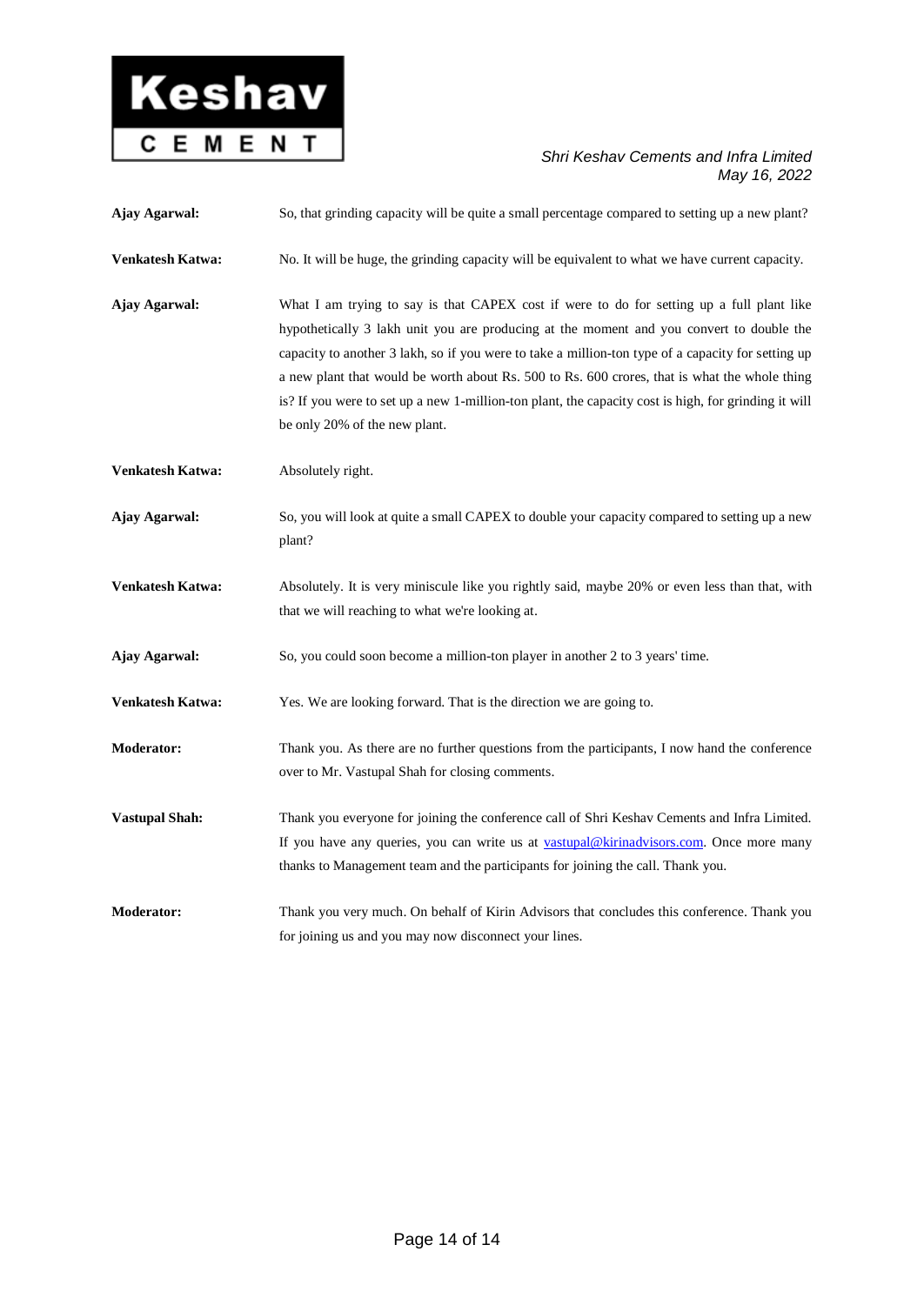**Ajay Agarwal:** So, that grinding capacity will be quite a small percentage compared to setting up a new plant?

**Venkatesh Katwa:** No. It will be huge, the grinding capacity will be equivalent to what we have current capacity.

**Ajay Agarwal:** What I am trying to say is that CAPEX cost if were to do for setting up a full plant like hypothetically 3 lakh unit you are producing at the moment and you convert to double the capacity to another 3 lakh, so if you were to take a million-ton type of a capacity for setting up a new plant that would be worth about Rs. 500 to Rs. 600 crores, that is what the whole thing is? If you were to set up a new 1-million-ton plant, the capacity cost is high, for grinding it will be only 20% of the new plant.

**Venkatesh Katwa:** Absolutely right.

**Ajay Agarwal:** So, you will look at quite a small CAPEX to double your capacity compared to setting up a new plant?

**Venkatesh Katwa:** Absolutely. It is very miniscule like you rightly said, maybe 20% or even less than that, with that we will reaching to what we're looking at.

**Ajay Agarwal:** So, you could soon become a million-ton player in another 2 to 3 years' time.

**Venkatesh Katwa:** Yes. We are looking forward. That is the direction we are going to.

**Moderator:** Thank you. As there are no further questions from the participants, I now hand the conference over to Mr. Vastupal Shah for closing comments.

**Vastupal Shah:** Thank you everyone for joining the conference call of Shri Keshav Cements and Infra Limited. If you have any queries, you can write us at vastupal@kirinadvisors.com. Once more many thanks to Management team and the participants for joining the call. Thank you.

**Moderator:** Thank you very much. On behalf of Kirin Advisors that concludes this conference. Thank you for joining us and you may now disconnect your lines.